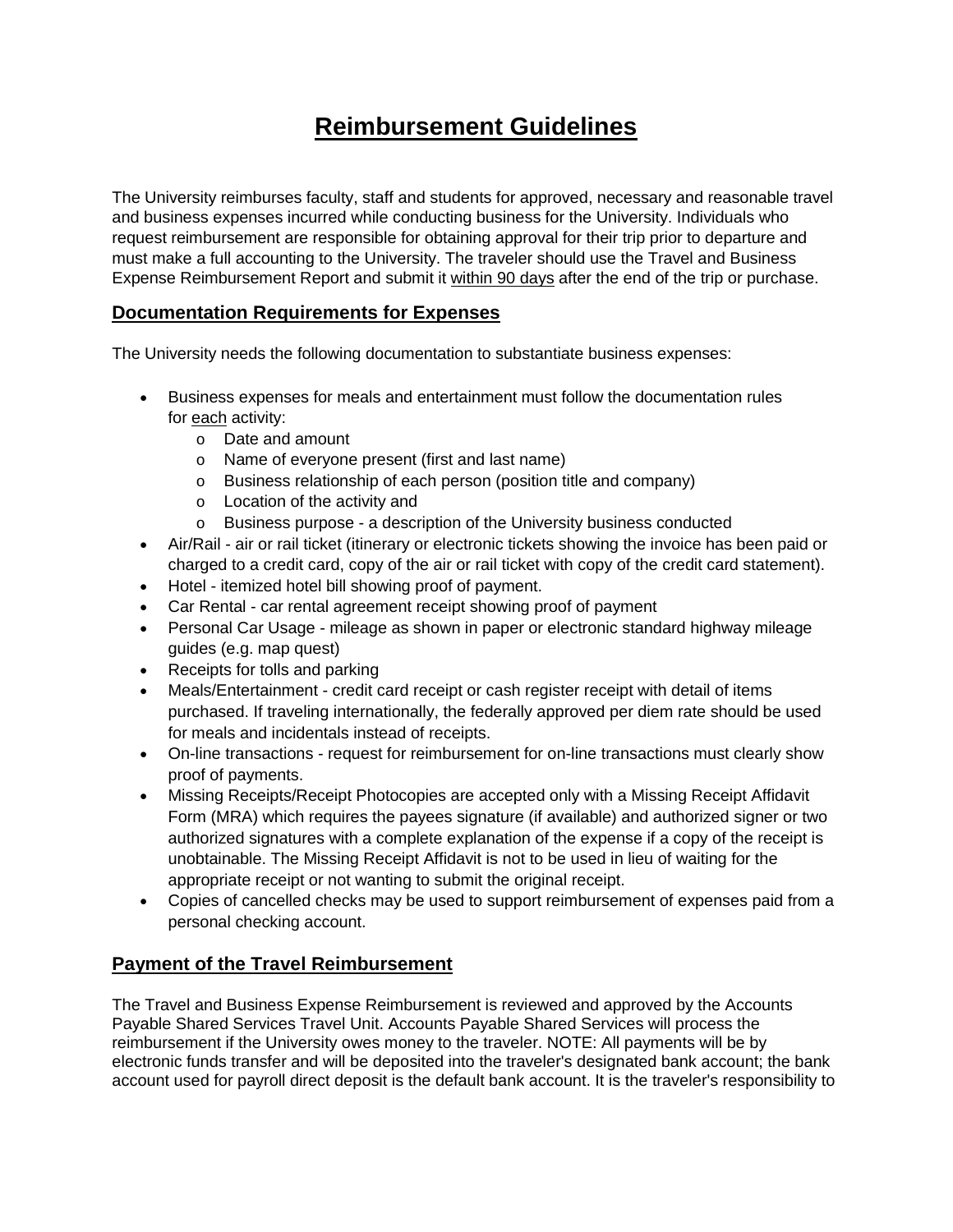# Reimbursement Guidelines

The University reimburses faculty, staff and students for approved, necessary and reasonable travel and business expenses incurred while conducting business for the University. Individuals who request reimbursement are responsible for obtaining approval for their trip prior to departure and must make a full accounting to the University. The traveler should use the Travel and Business Expense Reimbursement Report and submit it within 90 days after the end of the trip or purchase.

## Documentation Requirements for Expenses

The University needs the following documentation to substantiate business expenses:

- Business expenses for meals and entertainment must follow the documentation rules for each activity:
  - Date and amount
  - Name of everyone present (first and last name)
  - Business relationship of each person (position title and company)
  - Location of the activity and
  - Business purpose - a description of the University business conducted
- Air/Rail - air or rail ticket (itinerary or electronic tickets showing the invoice has been paid or charged to a credit card, copy of the air or rail ticket with copy of the credit card statement).
- Hotel - itemized hotel bill showing proof of payment.
- Car Rental - car rental agreement receipt showing proof of payment
- Personal Car Usage - mileage as shown in paper or electronic standard highway mileage guides (e.g. map quest)
- Receipts for tolls and parking
- Meals/Entertainment - credit card receipt or cash register receipt with detail of items purchased. If traveling internationally, the federally approved per diem rate should be used for meals and incidentals instead of receipts.
- On-line transactions - request for reimbursement for on-line transactions must clearly show proof of payments.
- Missing Receipts/Receipt Photocopies are accepted only with a Missing Receipt Affidavit Form (MRA) which requires the payees signature (if available) and authorized signer or two authorized signatures with a complete explanation of the expense if a copy of the receipt is unobtainable. The Missing Receipt Affidavit is not to be used in lieu of waiting for the appropriate receipt or not wanting to submit the original receipt.
- Copies of cancelled checks may be used to support reimbursement of expenses paid from a personal checking account.

## Payment of the Travel Reimbursement

The Travel and Business Expense Reimbursement is reviewed and approved by the Accounts Payable Shared Services Travel Unit. Accounts Payable Shared Services will process the reimbursement if the University owes money to the traveler. NOTE: All payments will be by electronic funds transfer and will be deposited into the traveler's designated bank account; the bank account used for payroll direct deposit is the default bank account. It is the traveler's responsibility to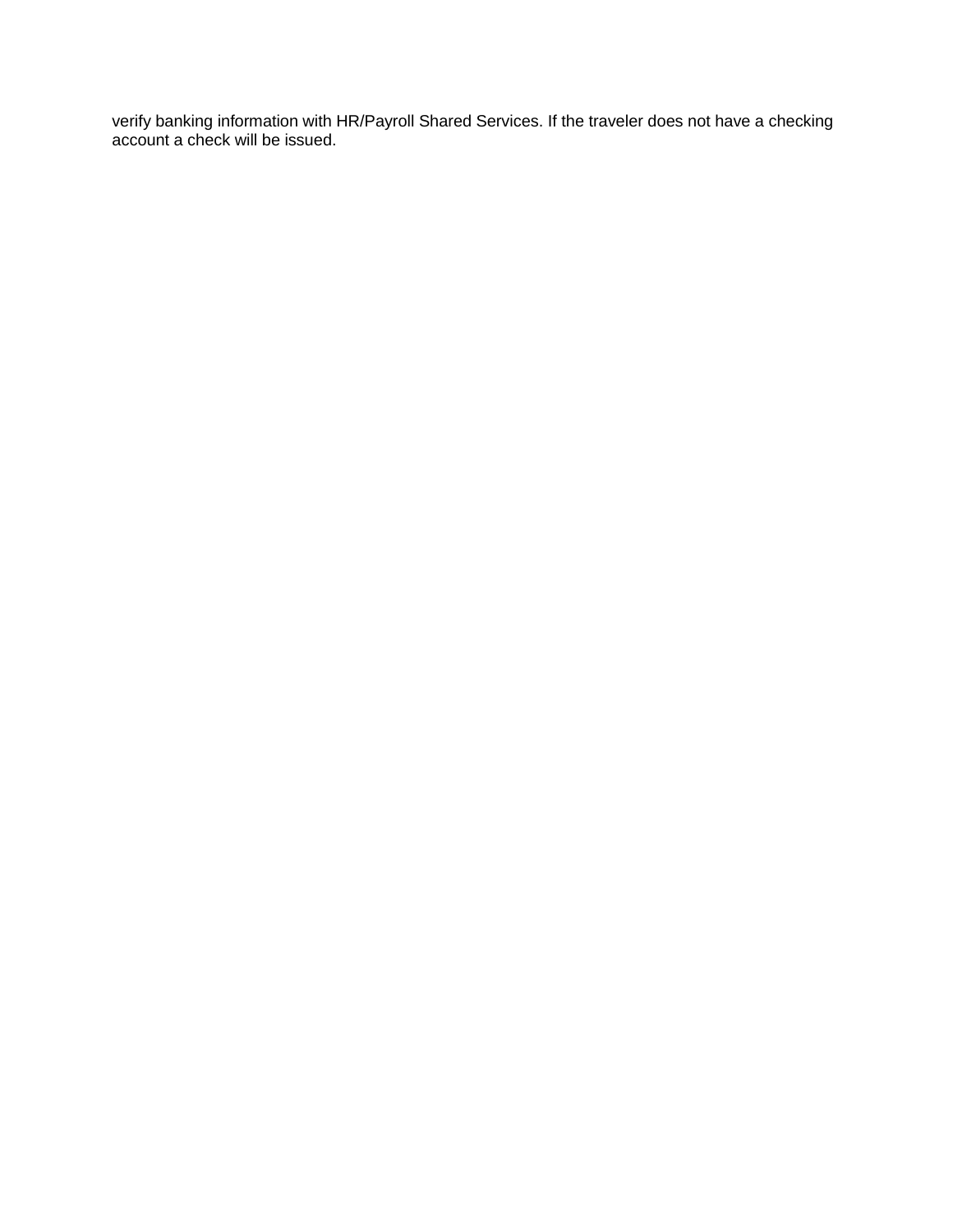verify banking information with HR/Payroll Shared Services. If the traveler does not have a checking account a check will be issued.